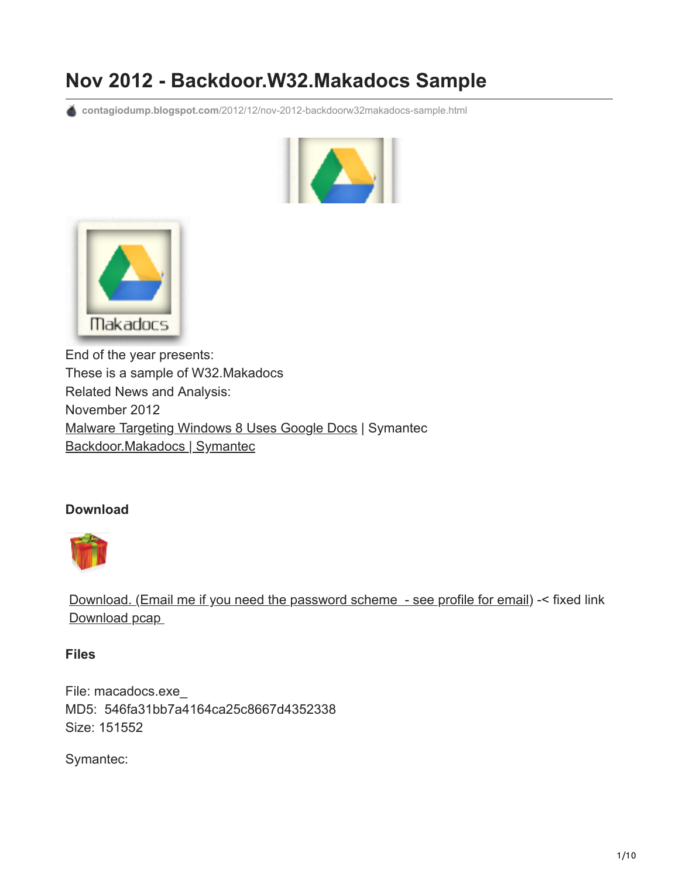# Nov 2012 - Backdoor.W32.Makadocs Sample

contagiodump.blogspot.com/2012/12/nov-2012-backdoorw32makadocs-sample.html

End of the year presents:
These is a sample of W32.Makadocs
Related News and Analysis:
November 2012
Malware Targeting Windows 8 Uses Google Docs | Symantec
Backdoor.Makadocs | Symantec

### Download

Download. (Email me if you need the password scheme - see profile for email) -< fixed link
Download pcap

### Files

File: macadocs.exe_
MD5: 546fa31bb7a4164ca25c8667d4352338
Size: 151552

Symantec: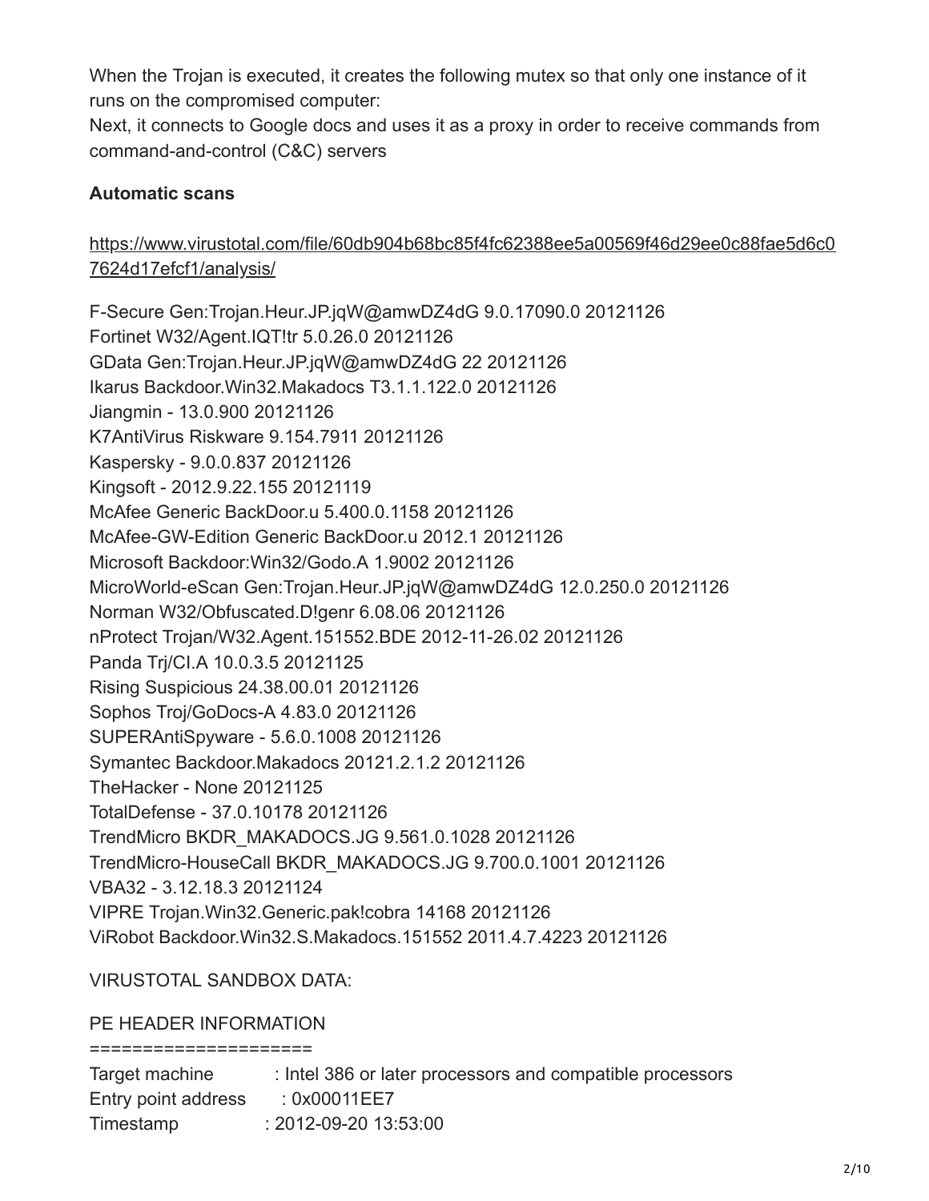When the Trojan is executed, it creates the following mutex so that only one instance of it runs on the compromised computer:
Next, it connects to Google docs and uses it as a proxy in order to receive commands from command-and-control (C&C) servers

**Automatic scans**

https://www.virustotal.com/file/60db904b68bc85f4fc62388ee5a00569f46d29ee0c88fae5d6c07624d17efcf1/analysis/

F-Secure Gen:Trojan.Heur.JP.jqW@amwDZ4dG 9.0.17090.0 20121126
Fortinet W32/Agent.IQT!tr 5.0.26.0 20121126
GData Gen:Trojan.Heur.JP.jqW@amwDZ4dG 22 20121126
Ikarus Backdoor.Win32.Makadocs T3.1.1.122.0 20121126
Jiangmin - 13.0.900 20121126
K7AntiVirus Riskware 9.154.7911 20121126
Kaspersky - 9.0.0.837 20121126
Kingsoft - 2012.9.22.155 20121119
McAfee Generic BackDoor.u 5.400.0.1158 20121126
McAfee-GW-Edition Generic BackDoor.u 2012.1 20121126
Microsoft Backdoor:Win32/Godo.A 1.9002 20121126
MicroWorld-eScan Gen:Trojan.Heur.JP.jqW@amwDZ4dG 12.0.250.0 20121126
Norman W32/Obfuscated.D!genr 6.08.06 20121126
nProtect Trojan/W32.Agent.151552.BDE 2012-11-26.02 20121126
Panda Trj/CI.A 10.0.3.5 20121125
Rising Suspicious 24.38.00.01 20121126
Sophos Troj/GoDocs-A 4.83.0 20121126
SUPERAntiSpyware - 5.6.0.1008 20121126
Symantec Backdoor.Makadocs 20121.2.1.2 20121126
TheHacker - None 20121125
TotalDefense - 37.0.10178 20121126
TrendMicro BKDR_MAKADOCS.JG 9.561.0.1028 20121126
TrendMicro-HouseCall BKDR_MAKADOCS.JG 9.700.0.1001 20121126
VBA32 - 3.12.18.3 20121124
VIPRE Trojan.Win32.Generic.pak!cobra 14168 20121126
ViRobot Backdoor.Win32.S.Makadocs.151552 2011.4.7.4223 20121126

VIRUSTOTAL SANDBOX DATA:

PE HEADER INFORMATION

```
====================
Target machine          : Intel 386 or later processors and compatible processors
Entry point address     : 0x00011EE7
Timestamp               : 2012-09-20 13:53:00
```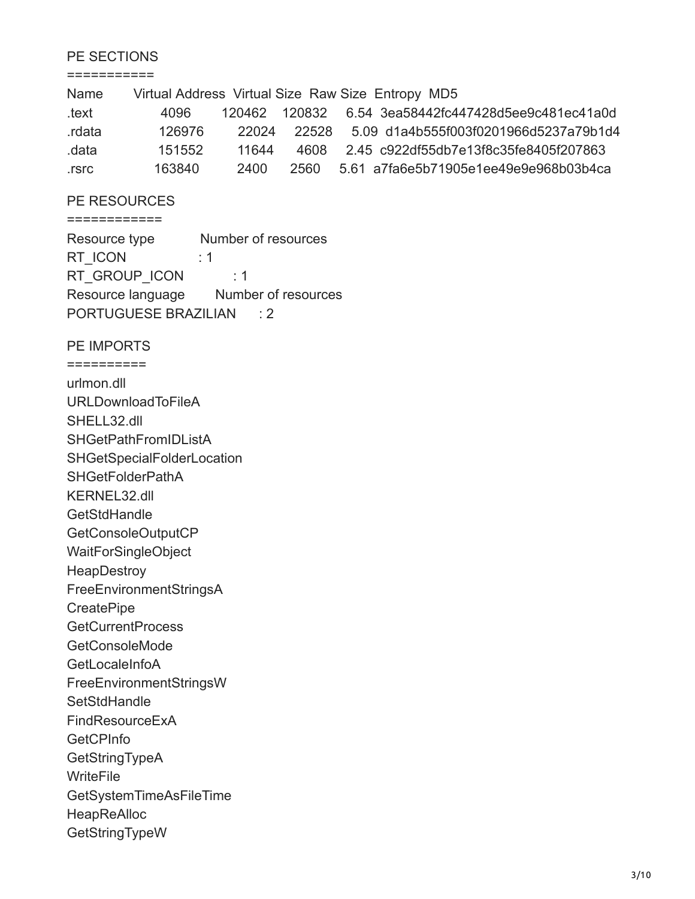PE SECTIONS

===========

| Name | Virtual Address | Virtual Size | Raw Size | Entropy | MD5 |
|---|---|---|---|---|---|
| .text | 4096 | 120462 | 120832 | 6.54 | 3ea58442fc447428d5ee9c481ec41a0d |
| .rdata | 126976 | 22024 | 22528 | 5.09 | d1a4b555f003f0201966d5237a79b1d4 |
| .data | 151552 | 11644 | 4608 | 2.45 | c922df55db7e13f8c35fe8405f207863 |
| .rsrc | 163840 | 2400 | 2560 | 5.61 | a7fa6e5b71905e1ee49e9e968b03b4ca |

PE RESOURCES

============

| Resource type | Number of resources |
|---|---|
| RT_ICON | : 1 |
| RT_GROUP_ICON | : 1 |

| Resource language | Number of resources |
|---|---|
| PORTUGUESE BRAZILIAN | : 2 |

PE IMPORTS

==========

urlmon.dll
URLDownloadToFileA
SHELL32.dll
SHGetPathFromIDListA
SHGetSpecialFolderLocation
SHGetFolderPathA
KERNEL32.dll
GetStdHandle
GetConsoleOutputCP
WaitForSingleObject
HeapDestroy
FreeEnvironmentStringsA
CreatePipe
GetCurrentProcess
GetConsoleMode
GetLocaleInfoA
FreeEnvironmentStringsW
SetStdHandle
FindResourceExA
GetCPInfo
GetStringTypeA
WriteFile
GetSystemTimeAsFileTime
HeapReAlloc
GetStringTypeW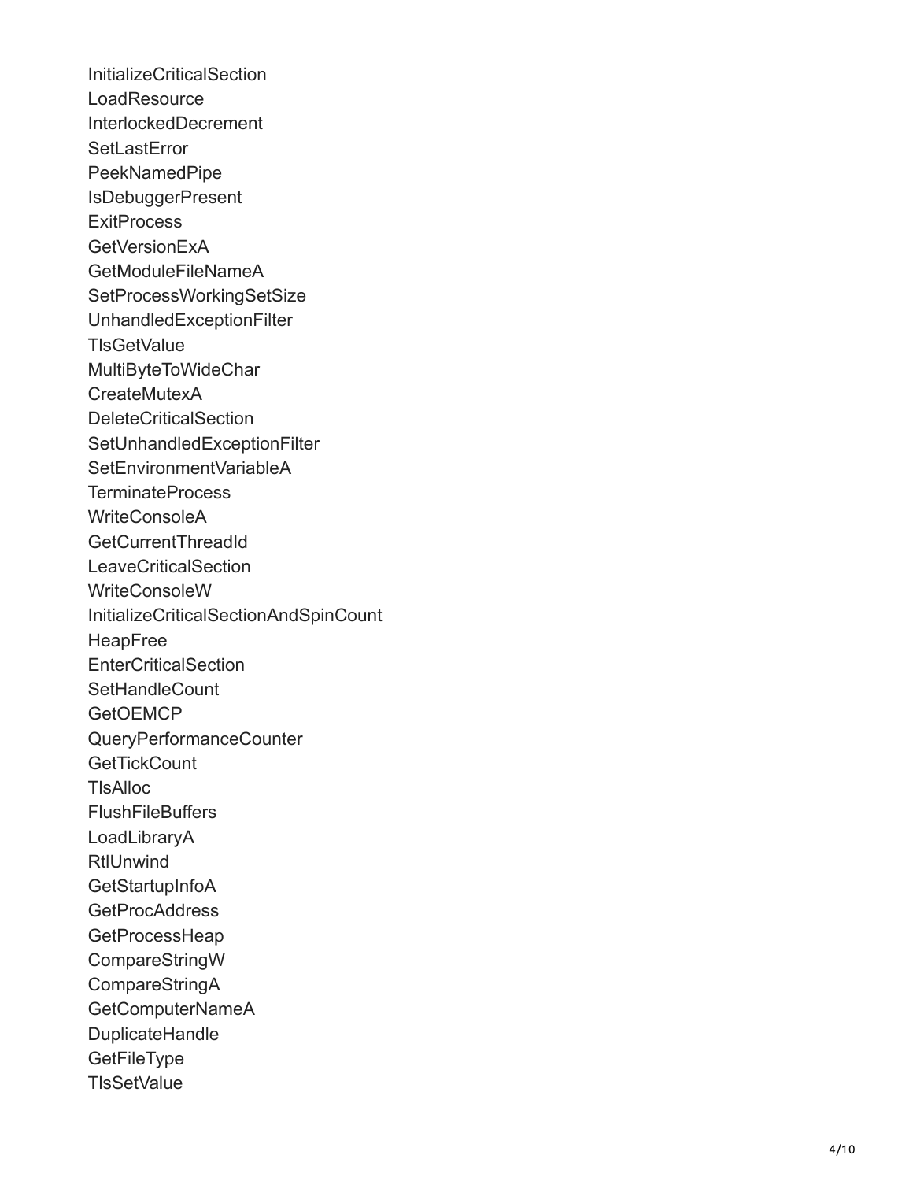InitializeCriticalSection
LoadResource
InterlockedDecrement
SetLastError
PeekNamedPipe
IsDebuggerPresent
ExitProcess
GetVersionExA
GetModuleFileNameA
SetProcessWorkingSetSize
UnhandledExceptionFilter
TlsGetValue
MultiByteToWideChar
CreateMutexA
DeleteCriticalSection
SetUnhandledExceptionFilter
SetEnvironmentVariableA
TerminateProcess
WriteConsoleA
GetCurrentThreadId
LeaveCriticalSection
WriteConsoleW
InitializeCriticalSectionAndSpinCount
HeapFree
EnterCriticalSection
SetHandleCount
GetOEMCP
QueryPerformanceCounter
GetTickCount
TlsAlloc
FlushFileBuffers
LoadLibraryA
RtlUnwind
GetStartupInfoA
GetProcAddress
GetProcessHeap
CompareStringW
CompareStringA
GetComputerNameA
DuplicateHandle
GetFileType
TlsSetValue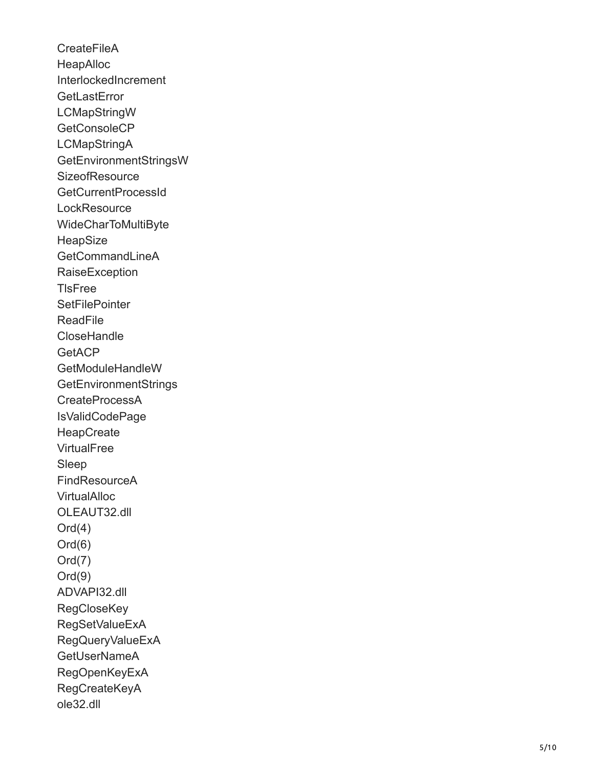CreateFileA
HeapAlloc
InterlockedIncrement
GetLastError
LCMapStringW
GetConsoleCP
LCMapStringA
GetEnvironmentStringsW
SizeofResource
GetCurrentProcessId
LockResource
WideCharToMultiByte
HeapSize
GetCommandLineA
RaiseException
TlsFree
SetFilePointer
ReadFile
CloseHandle
GetACP
GetModuleHandleW
GetEnvironmentStrings
CreateProcessA
IsValidCodePage
HeapCreate
VirtualFree
Sleep
FindResourceA
VirtualAlloc
OLEAUT32.dll
Ord(4)
Ord(6)
Ord(7)
Ord(9)
ADVAPI32.dll
RegCloseKey
RegSetValueExA
RegQueryValueExA
GetUserNameA
RegOpenKeyExA
RegCreateKeyA
ole32.dll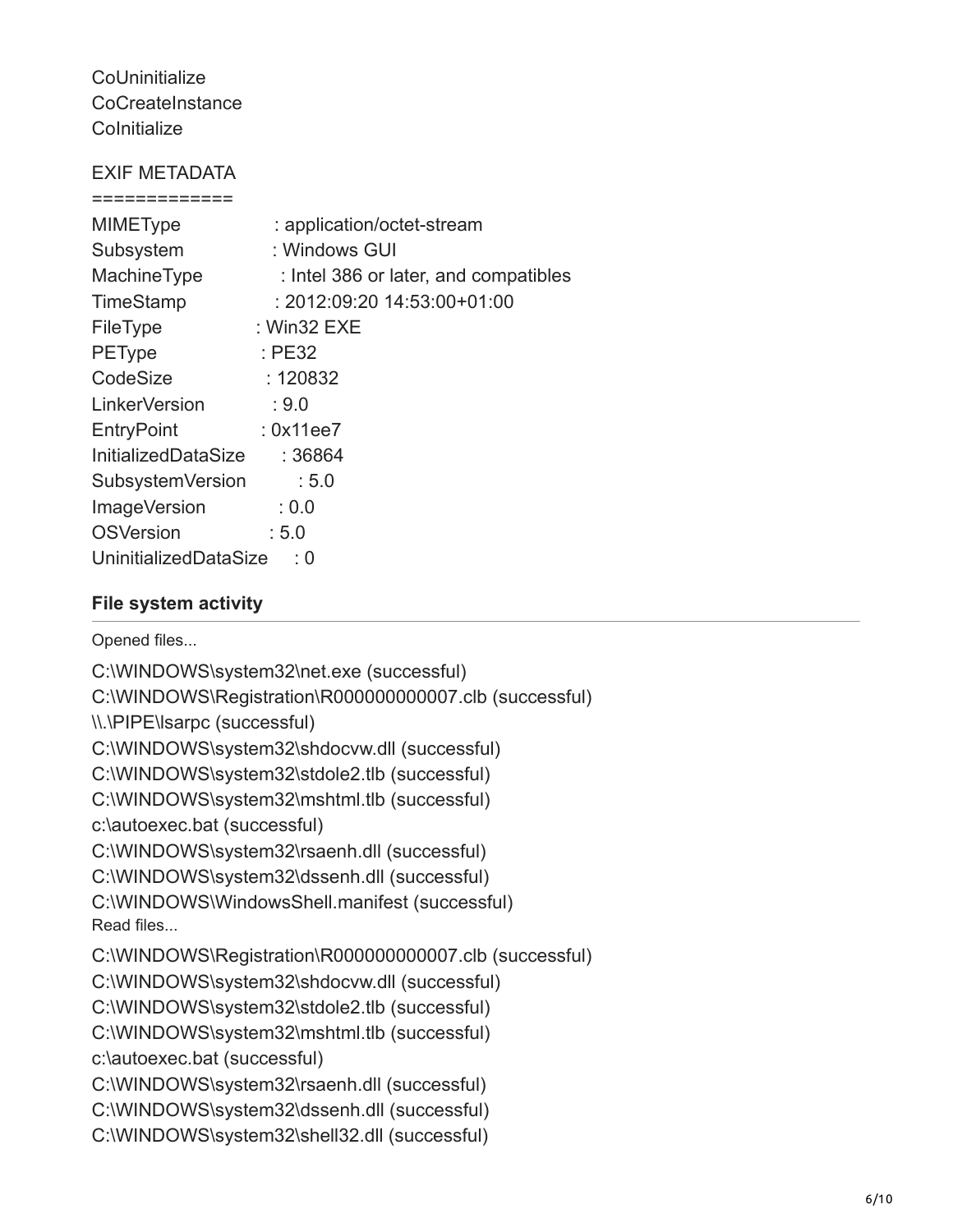CoUninitialize
CoCreateInstance
CoInitialize

EXIF METADATA

```
=============
MIMEType             : application/octet-stream
Subsystem            : Windows GUI
MachineType          : Intel 386 or later, and compatibles
TimeStamp            : 2012:09:20 14:53:00+01:00
FileType             : Win32 EXE
PEType               : PE32
CodeSize             : 120832
LinkerVersion        : 9.0
EntryPoint           : 0x11ee7
InitializedDataSize  : 36864
SubsystemVersion     : 5.0
ImageVersion         : 0.0
OSVersion            : 5.0
UninitializedDataSize : 0
```

**File system activity**

Opened files...

C:\WINDOWS\system32\net.exe (successful)
C:\WINDOWS\Registration\R000000000007.clb (successful)
\\.\PIPE\lsarpc (successful)
C:\WINDOWS\system32\shdocvw.dll (successful)
C:\WINDOWS\system32\stdole2.tlb (successful)
C:\WINDOWS\system32\mshtml.tlb (successful)
c:\autoexec.bat (successful)
C:\WINDOWS\system32\rsaenh.dll (successful)
C:\WINDOWS\system32\dssenh.dll (successful)
C:\WINDOWS\WindowsShell.manifest (successful)

Read files...

C:\WINDOWS\Registration\R000000000007.clb (successful)
C:\WINDOWS\system32\shdocvw.dll (successful)
C:\WINDOWS\system32\stdole2.tlb (successful)
C:\WINDOWS\system32\mshtml.tlb (successful)
c:\autoexec.bat (successful)
C:\WINDOWS\system32\rsaenh.dll (successful)
C:\WINDOWS\system32\dssenh.dll (successful)
C:\WINDOWS\system32\shell32.dll (successful)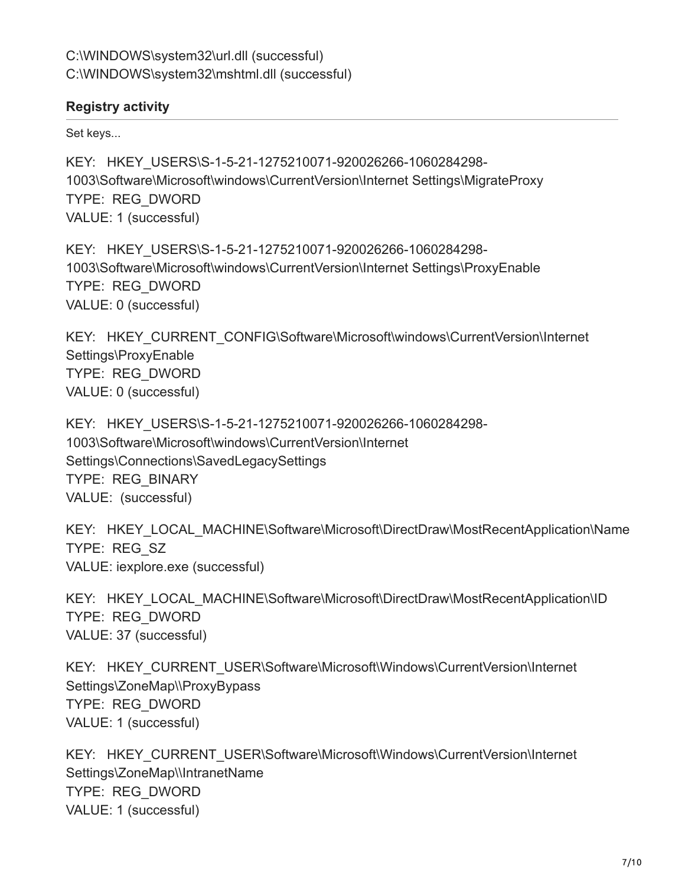C:\WINDOWS\system32\url.dll (successful)
C:\WINDOWS\system32\mshtml.dll (successful)

### Registry activity

Set keys...

KEY: HKEY_USERS\S-1-5-21-1275210071-920026266-1060284298-1003\Software\Microsoft\windows\CurrentVersion\Internet Settings\MigrateProxy
TYPE: REG_DWORD
VALUE: 1 (successful)

KEY: HKEY_USERS\S-1-5-21-1275210071-920026266-1060284298-1003\Software\Microsoft\windows\CurrentVersion\Internet Settings\ProxyEnable
TYPE: REG_DWORD
VALUE: 0 (successful)

KEY: HKEY_CURRENT_CONFIG\Software\Microsoft\windows\CurrentVersion\Internet Settings\ProxyEnable
TYPE: REG_DWORD
VALUE: 0 (successful)

KEY: HKEY_USERS\S-1-5-21-1275210071-920026266-1060284298-1003\Software\Microsoft\windows\CurrentVersion\Internet Settings\Connections\SavedLegacySettings
TYPE: REG_BINARY
VALUE: (successful)

KEY: HKEY_LOCAL_MACHINE\Software\Microsoft\DirectDraw\MostRecentApplication\Name
TYPE: REG_SZ
VALUE: iexplore.exe (successful)

KEY: HKEY_LOCAL_MACHINE\Software\Microsoft\DirectDraw\MostRecentApplication\ID
TYPE: REG_DWORD
VALUE: 37 (successful)

KEY: HKEY_CURRENT_USER\Software\Microsoft\Windows\CurrentVersion\Internet Settings\ZoneMap\\ProxyBypass
TYPE: REG_DWORD
VALUE: 1 (successful)

KEY: HKEY_CURRENT_USER\Software\Microsoft\Windows\CurrentVersion\Internet Settings\ZoneMap\\IntranetName
TYPE: REG_DWORD
VALUE: 1 (successful)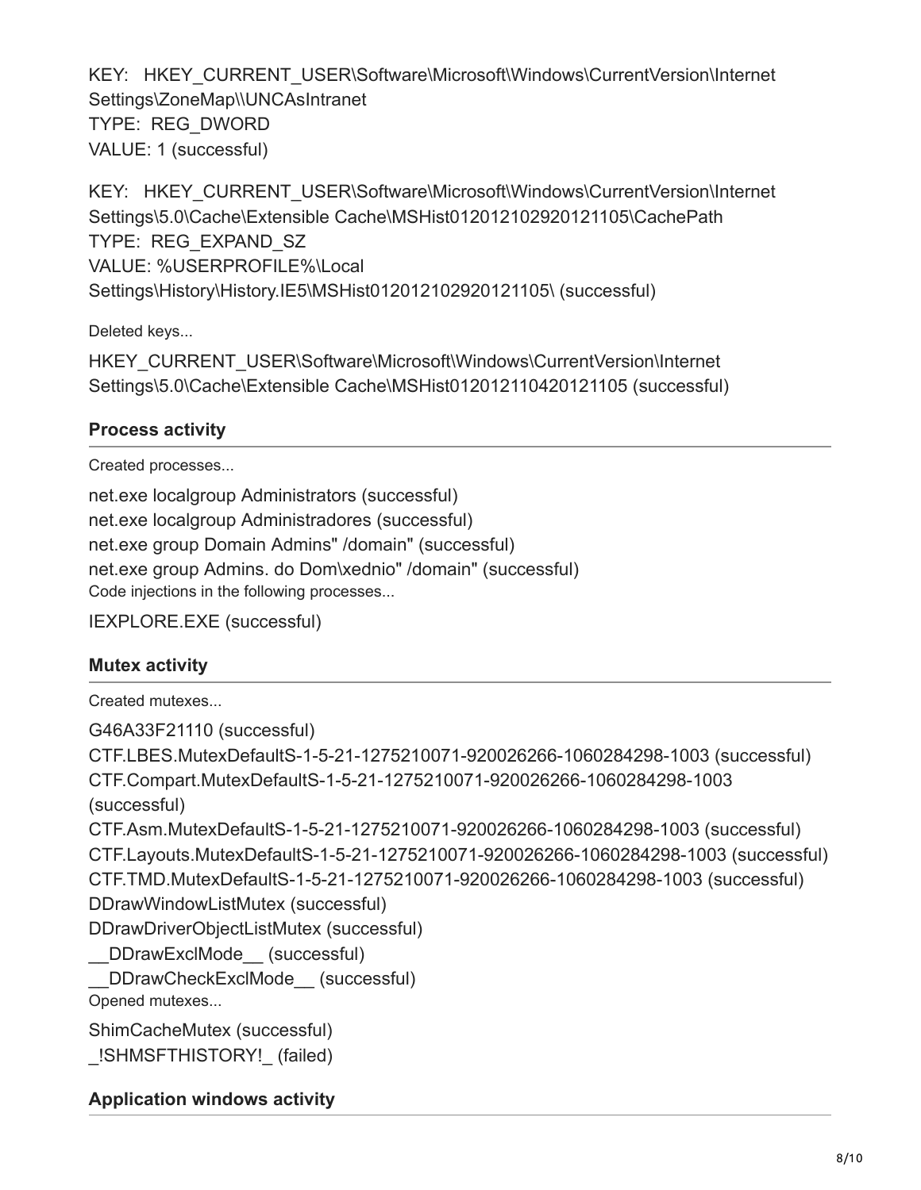KEY: HKEY_CURRENT_USER\Software\Microsoft\Windows\CurrentVersion\Internet Settings\ZoneMap\\UNCAsIntranet
TYPE: REG_DWORD
VALUE: 1 (successful)

KEY: HKEY_CURRENT_USER\Software\Microsoft\Windows\CurrentVersion\Internet Settings\5.0\Cache\Extensible Cache\MSHist012012102920121105\CachePath
TYPE: REG_EXPAND_SZ
VALUE: %USERPROFILE%\Local Settings\History\History.IE5\MSHist012012102920121105\ (successful)

Deleted keys...

HKEY_CURRENT_USER\Software\Microsoft\Windows\CurrentVersion\Internet Settings\5.0\Cache\Extensible Cache\MSHist012012110420121105 (successful)

### Process activity

Created processes...

net.exe localgroup Administrators (successful)
net.exe localgroup Administradores (successful)
net.exe group Domain Admins" /domain" (successful)
net.exe group Admins. do Dom\xednio" /domain" (successful)
Code injections in the following processes...

IEXPLORE.EXE (successful)

### Mutex activity

Created mutexes...

G46A33F21110 (successful)
CTF.LBES.MutexDefaultS-1-5-21-1275210071-920026266-1060284298-1003 (successful)
CTF.Compart.MutexDefaultS-1-5-21-1275210071-920026266-1060284298-1003 (successful)
CTF.Asm.MutexDefaultS-1-5-21-1275210071-920026266-1060284298-1003 (successful)
CTF.Layouts.MutexDefaultS-1-5-21-1275210071-920026266-1060284298-1003 (successful)
CTF.TMD.MutexDefaultS-1-5-21-1275210071-920026266-1060284298-1003 (successful)
DDrawWindowListMutex (successful)
DDrawDriverObjectListMutex (successful)
__DDrawExclMode__ (successful)
__DDrawCheckExclMode__ (successful)
Opened mutexes...

ShimCacheMutex (successful)
_!SHMSFTHISTORY!_ (failed)

### Application windows activity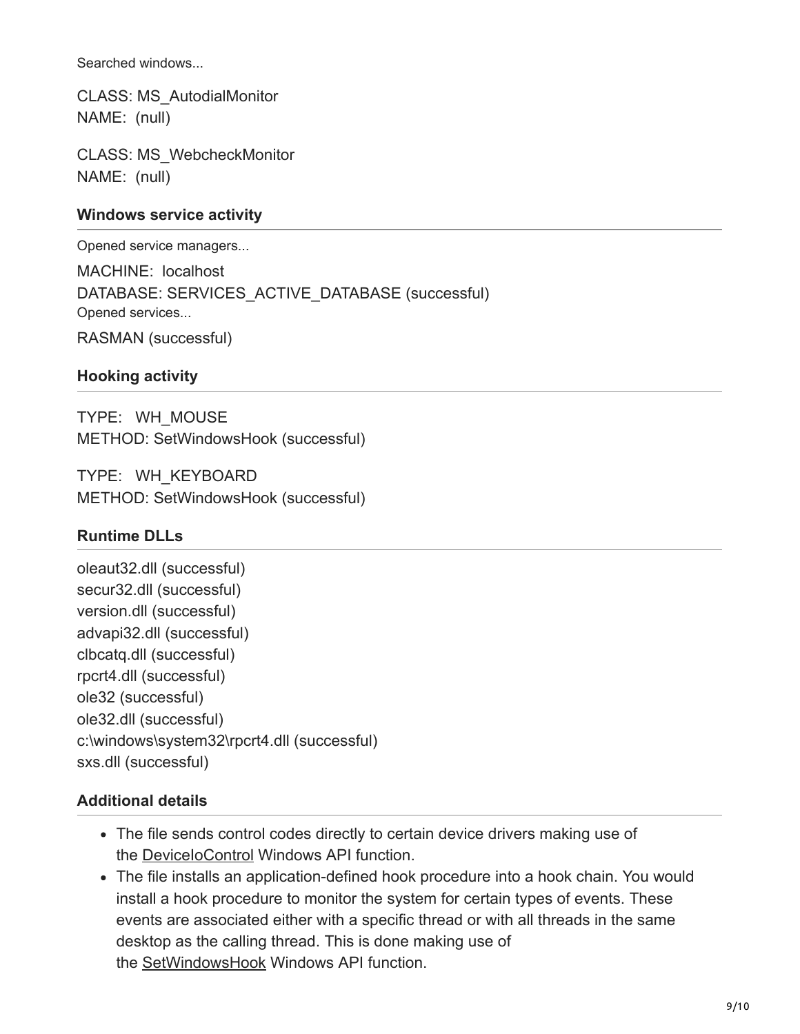Searched windows...

CLASS: MS_AutodialMonitor
NAME: (null)

CLASS: MS_WebcheckMonitor
NAME: (null)

### Windows service activity

Opened service managers...

MACHINE: localhost
DATABASE: SERVICES_ACTIVE_DATABASE (successful)

Opened services...

RASMAN (successful)

### Hooking activity

TYPE: WH_MOUSE
METHOD: SetWindowsHook (successful)

TYPE: WH_KEYBOARD
METHOD: SetWindowsHook (successful)

### Runtime DLLs

oleaut32.dll (successful)
secur32.dll (successful)
version.dll (successful)
advapi32.dll (successful)
clbcatq.dll (successful)
rpcrt4.dll (successful)
ole32 (successful)
ole32.dll (successful)
c:\windows\system32\rpcrt4.dll (successful)
sxs.dll (successful)

### Additional details

- The file sends control codes directly to certain device drivers making use of the DeviceIoControl Windows API function.
- The file installs an application-defined hook procedure into a hook chain. You would install a hook procedure to monitor the system for certain types of events. These events are associated either with a specific thread or with all threads in the same desktop as the calling thread. This is done making use of the SetWindowsHook Windows API function.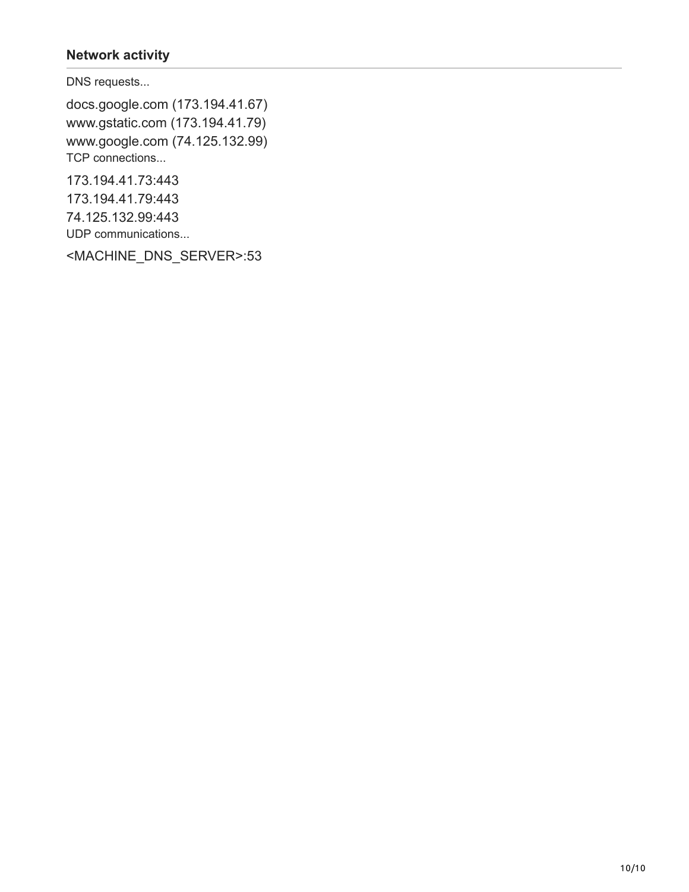### Network activity

DNS requests...

docs.google.com (173.194.41.67)
www.gstatic.com (173.194.41.79)
www.google.com (74.125.132.99)

TCP connections...

173.194.41.73:443
173.194.41.79:443
74.125.132.99:443

UDP communications...

<MACHINE_DNS_SERVER>:53